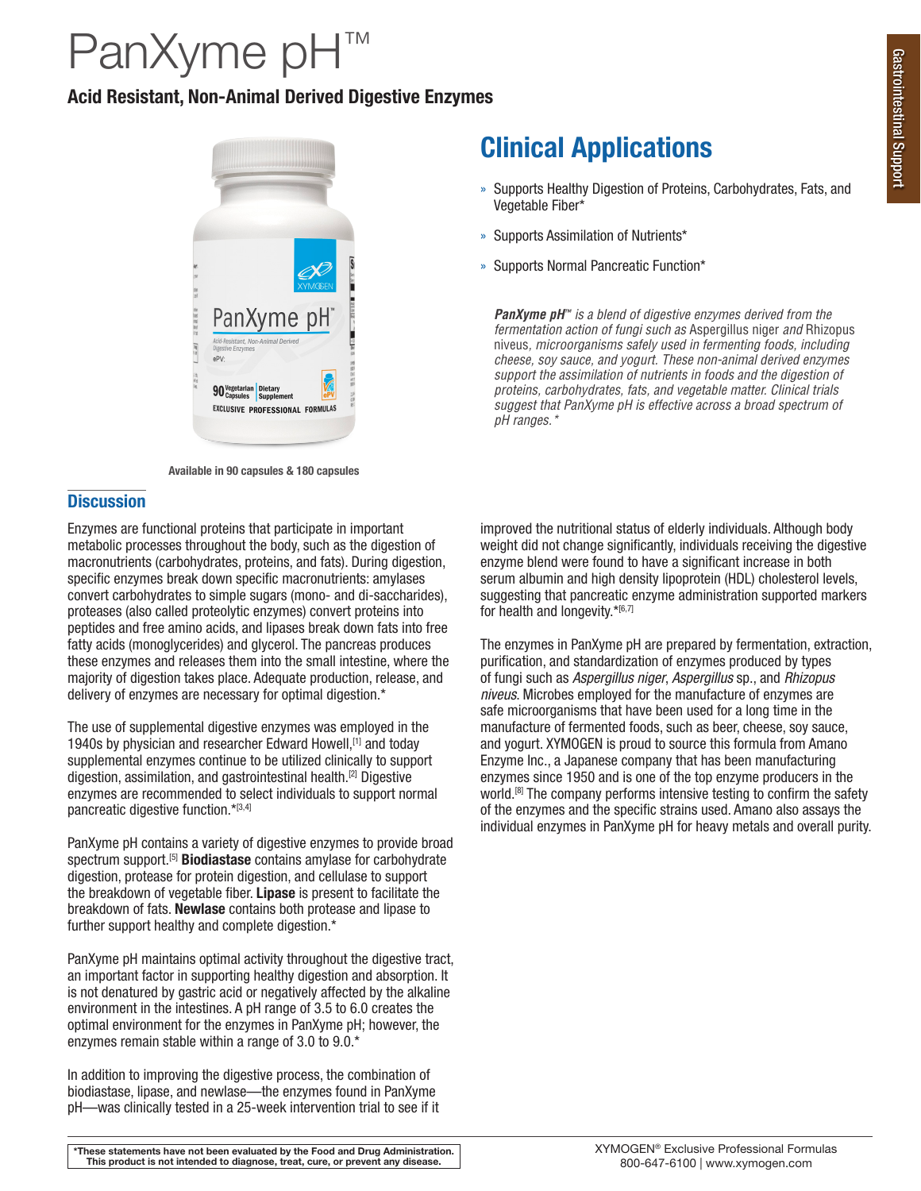# PanXyme pH™

**Acid Resistant, Non-Animal Derived Digestive Enzymes**

Available in 90 capsules & 180 capsules

## Clinical Applications

- Supports Healthy Digestion of Proteins, Carbohydrates, Fats, and Vegetable Fiber*
- Supports Assimilation of Nutrients*
- Supports Normal Pancreatic Function*

***PanXyme pH™*** *is a blend of digestive enzymes derived from the fermentation action of fungi such as* Aspergillus niger *and* Rhizopus niveus*, microorganisms safely used in fermenting foods, including cheese, soy sauce, and yogurt. These non-animal derived enzymes support the assimilation of nutrients in foods and the digestion of proteins, carbohydrates, fats, and vegetable matter. Clinical trials suggest that PanXyme pH is effective across a broad spectrum of pH ranges.\**

## Discussion

Enzymes are functional proteins that participate in important metabolic processes throughout the body, such as the digestion of macronutrients (carbohydrates, proteins, and fats). During digestion, specific enzymes break down specific macronutrients: amylases convert carbohydrates to simple sugars (mono- and di-saccharides), proteases (also called proteolytic enzymes) convert proteins into peptides and free amino acids, and lipases break down fats into free fatty acids (monoglycerides) and glycerol. The pancreas produces these enzymes and releases them into the small intestine, where the majority of digestion takes place. Adequate production, release, and delivery of enzymes are necessary for optimal digestion.*

The use of supplemental digestive enzymes was employed in the 1940s by physician and researcher Edward Howell,[1] and today supplemental enzymes continue to be utilized clinically to support digestion, assimilation, and gastrointestinal health.[2] Digestive enzymes are recommended to select individuals to support normal pancreatic digestive function.*[3,4]

PanXyme pH contains a variety of digestive enzymes to provide broad spectrum support.[5] **Biodiastase** contains amylase for carbohydrate digestion, protease for protein digestion, and cellulase to support the breakdown of vegetable fiber. **Lipase** is present to facilitate the breakdown of fats. **Newlase** contains both protease and lipase to further support healthy and complete digestion.*

PanXyme pH maintains optimal activity throughout the digestive tract, an important factor in supporting healthy digestion and absorption. It is not denatured by gastric acid or negatively affected by the alkaline environment in the intestines. A pH range of 3.5 to 6.0 creates the optimal environment for the enzymes in PanXyme pH; however, the enzymes remain stable within a range of 3.0 to 9.0.*

In addition to improving the digestive process, the combination of biodiastase, lipase, and newlase—the enzymes found in PanXyme pH—was clinically tested in a 25-week intervention trial to see if it improved the nutritional status of elderly individuals. Although body weight did not change significantly, individuals receiving the digestive enzyme blend were found to have a significant increase in both serum albumin and high density lipoprotein (HDL) cholesterol levels, suggesting that pancreatic enzyme administration supported markers for health and longevity.*[6,7]

The enzymes in PanXyme pH are prepared by fermentation, extraction, purification, and standardization of enzymes produced by types of fungi such as *Aspergillus niger*, *Aspergillus* sp., and *Rhizopus niveus*. Microbes employed for the manufacture of enzymes are safe microorganisms that have been used for a long time in the manufacture of fermented foods, such as beer, cheese, soy sauce, and yogurt. XYMOGEN is proud to source this formula from Amano Enzyme Inc., a Japanese company that has been manufacturing enzymes since 1950 and is one of the top enzyme producers in the world.[8] The company performs intensive testing to confirm the safety of the enzymes and the specific strains used. Amano also assays the individual enzymes in PanXyme pH for heavy metals and overall purity.

**\*These statements have not been evaluated by the Food and Drug Administration. This product is not intended to diagnose, treat, cure, or prevent any disease.**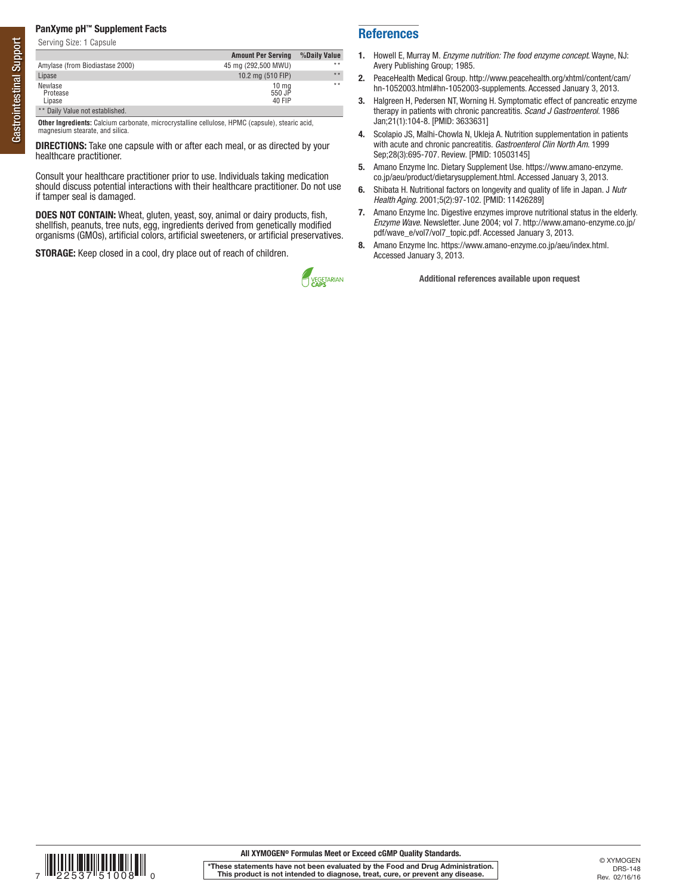## PanXyme pH™ Supplement Facts

Serving Size: 1 Capsule

| | Amount Per Serving | %Daily Value |
|---|---|---|
| Amylase (from Biodiastase 2000) | 45 mg (292,500 MWU) | ** |
| Lipase | 10.2 mg (510 FIP) | ** |
| Newlase | 10 mg | ** |
| Protease | 550 JP | |
| Lipase | 40 FIP | |
| ** Daily Value not established. | | |

**Other Ingredients:** Calcium carbonate, microcrystalline cellulose, HPMC (capsule), stearic acid, magnesium stearate, and silica.

**DIRECTIONS:** Take one capsule with or after each meal, or as directed by your healthcare practitioner.

Consult your healthcare practitioner prior to use. Individuals taking medication should discuss potential interactions with their healthcare practitioner. Do not use if tamper seal is damaged.

**DOES NOT CONTAIN:** Wheat, gluten, yeast, soy, animal or dairy products, fish, shellfish, peanuts, tree nuts, egg, ingredients derived from genetically modified organisms (GMOs), artificial colors, artificial sweeteners, or artificial preservatives.

**STORAGE:** Keep closed in a cool, dry place out of reach of children.

VEGETARIAN CAPS

## References

1. Howell E, Murray M. *Enzyme nutrition: The food enzyme concept*. Wayne, NJ: Avery Publishing Group; 1985.
2. PeaceHealth Medical Group. http://www.peacehealth.org/xhtml/content/cam/hn-1052003.html#hn-1052003-supplements. Accessed January 3, 2013.
3. Halgreen H, Pedersen NT, Worning H. Symptomatic effect of pancreatic enzyme therapy in patients with chronic pancreatitis. *Scand J Gastroenterol*. 1986 Jan;21(1):104-8. [PMID: 3633631]
4. Scolapio JS, Malhi-Chowla N, Ukleja A. Nutrition supplementation in patients with acute and chronic pancreatitis. *Gastroenterol Clin North Am*. 1999 Sep;28(3):695-707. Review. [PMID: 10503145]
5. Amano Enzyme Inc. Dietary Supplement Use. https://www.amano-enzyme.co.jp/aeu/product/dietarysupplement.html. Accessed January 3, 2013.
6. Shibata H. Nutritional factors on longevity and quality of life in Japan. *J Nutr Health Aging*. 2001;5(2):97-102. [PMID: 11426289]
7. Amano Enzyme Inc. Digestive enzymes improve nutritional status in the elderly. *Enzyme Wave*. Newsletter. June 2004; vol 7. http://www.amano-enzyme.co.jp/pdf/wave_e/vol7/vol7_topic.pdf. Accessed January 3, 2013.
8. Amano Enzyme Inc. https://www.amano-enzyme.co.jp/aeu/index.html. Accessed January 3, 2013.

**Additional references available upon request**

**All XYMOGEN® Formulas Meet or Exceed cGMP Quality Standards.**

***These statements have not been evaluated by the Food and Drug Administration. This product is not intended to diagnose, treat, cure, or prevent any disease.**

© XYMOGEN
DRS-148
Rev. 02/16/16